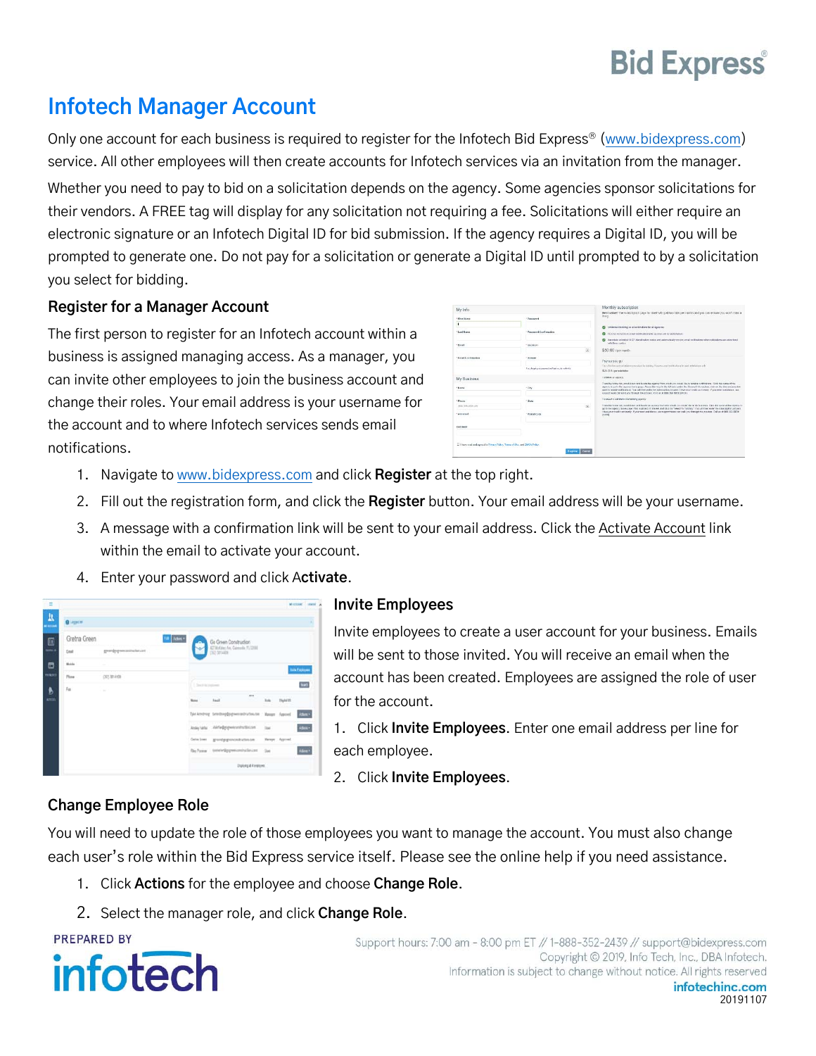# Infotech Manager Account

Only one account for each business is required to register for the Infotech Bid Express® (www.bidexpress.com) service. All other employees will then create accounts for Infotech services via an invitation from the manager.

Whether you need to pay to bid on a solicitation depends on the agency. Some agencies sponsor solicitations for their vendors. A FREE tag will display for any solicitation not requiring a fee. Solicitations will either require an electronic signature or an Infotech Digital ID for bid submission. If the agency requires a Digital ID, you will be prompted to generate one. Do not pay for a solicitation or generate a Digital ID until prompted to by a solicitation you select for bidding.

## Register for a Manager Account

The first person to register for an Infotech account within a business is assigned managing access. As a manager, you can invite other employees to join the business account and change their roles. Your email address is your username for the account and to where Infotech services sends email notifications.

1. Navigate to www.bidexpress.com and click **Register** at the top right.
2. Fill out the registration form, and click the **Register** button. Your email address will be your username.
3. A message with a confirmation link will be sent to your email address. Click the Activate Account link within the email to activate your account.
4. Enter your password and click **Activate**.

## Invite Employees

Invite employees to create a user account for your business. Emails will be sent to those invited. You will receive an email when the account has been created. Employees are assigned the role of user for the account.

1. Click **Invite Employees**. Enter one email address per line for each employee.
2. Click **Invite Employees**.

## Change Employee Role

You will need to update the role of those employees you want to manage the account. You must also change each user's role within the Bid Express service itself. Please see the online help if you need assistance.

1. Click **Actions** for the employee and choose **Change Role**.
2. Select the manager role, and click **Change Role**.

PREPARED BY infotech

Support hours: 7:00 am - 8:00 pm ET // 1-888-352-2439 // support@bidexpress.com
Copyright © 2019, Info Tech, Inc., DBA Infotech.
Information is subject to change without notice. All rights reserved
infotechinc.com
20191107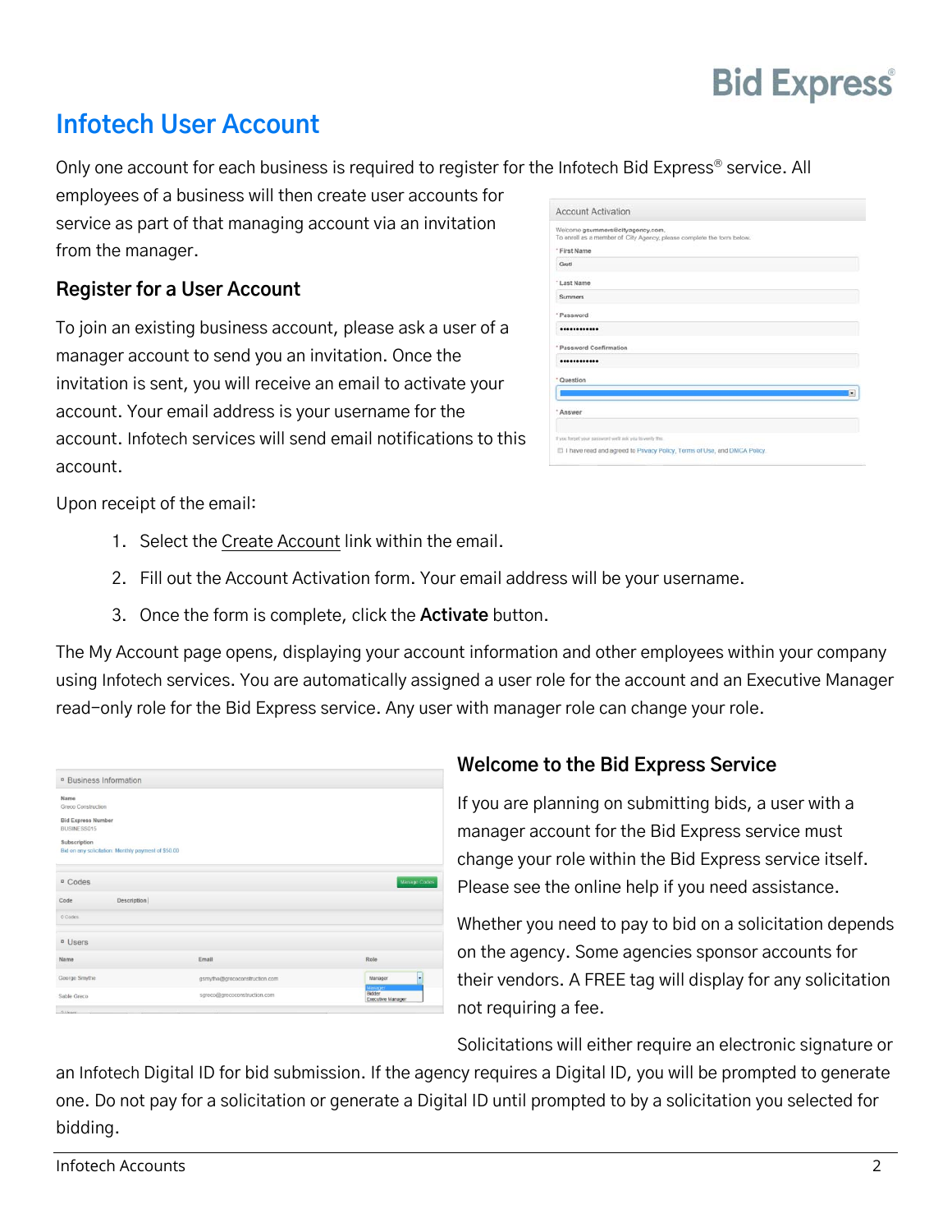## Infotech User Account

Only one account for each business is required to register for the Infotech Bid Express® service. All employees of a business will then create user accounts for service as part of that managing account via an invitation from the manager.

### Register for a User Account

To join an existing business account, please ask a user of a manager account to send you an invitation. Once the invitation is sent, you will receive an email to activate your account. Your email address is your username for the account. Infotech services will send email notifications to this account.

Upon receipt of the email:

1. Select the Create Account link within the email.
2. Fill out the Account Activation form. Your email address will be your username.
3. Once the form is complete, click the **Activate** button.

The My Account page opens, displaying your account information and other employees within your company using Infotech services. You are automatically assigned a user role for the account and an Executive Manager read-only role for the Bid Express service. Any user with manager role can change your role.

### Welcome to the Bid Express Service

If you are planning on submitting bids, a user with a manager account for the Bid Express service must change your role within the Bid Express service itself. Please see the online help if you need assistance.

Whether you need to pay to bid on a solicitation depends on the agency. Some agencies sponsor accounts for their vendors. A FREE tag will display for any solicitation not requiring a fee.

Solicitations will either require an electronic signature or an Infotech Digital ID for bid submission. If the agency requires a Digital ID, you will be prompted to generate one. Do not pay for a solicitation or generate a Digital ID until prompted to by a solicitation you selected for bidding.